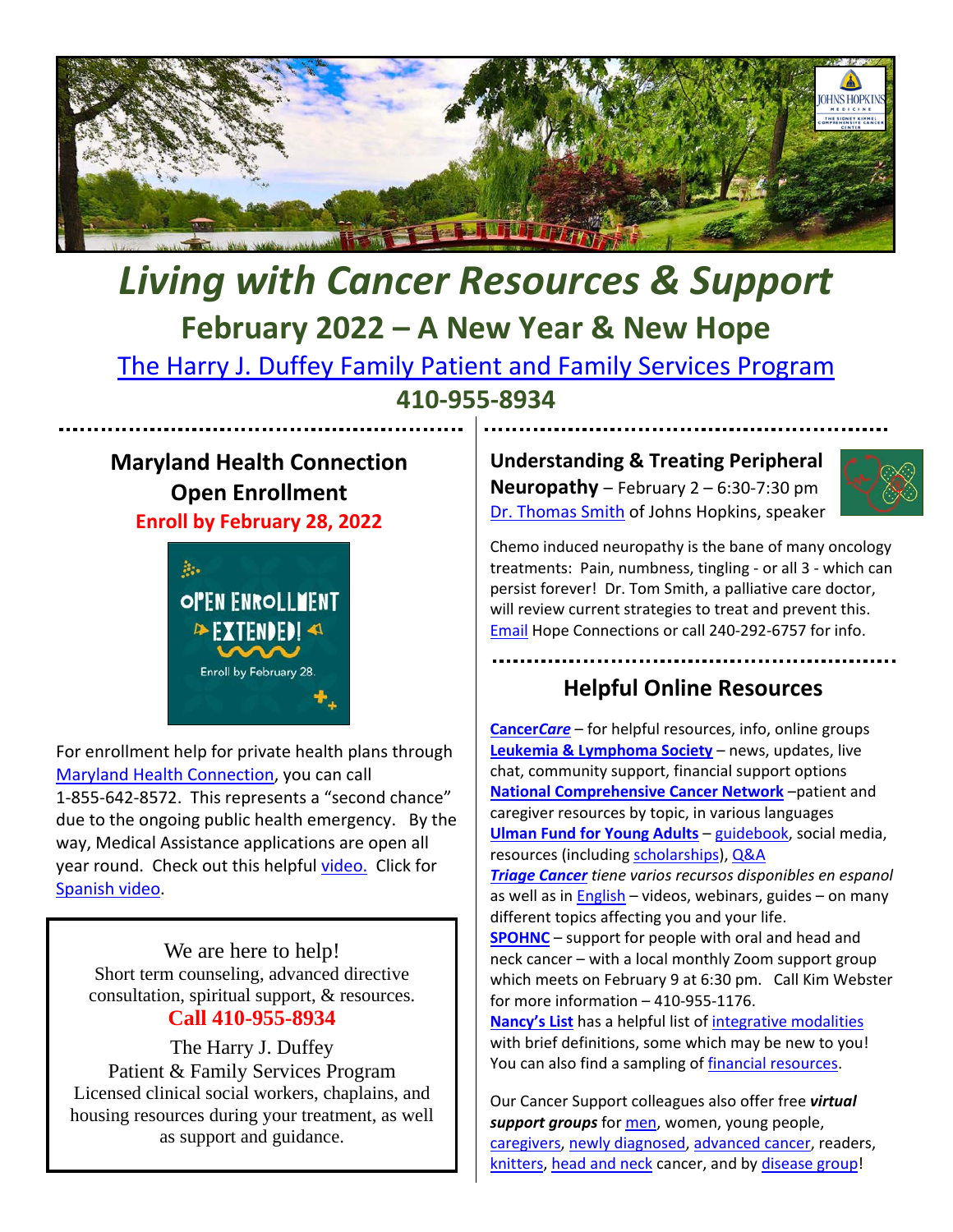# Living with Cancer Resources & Support

## February 2022 – A New Year & New Hope

The Harry J. Duffey Family Patient and Family Services Program

**410-955-8934**

## Maryland Health Connection Open Enrollment

**Enroll by February 28, 2022**

OPEN ENROLLMENT EXTENDED! Enroll by February 28.

For enrollment help for private health plans through Maryland Health Connection, you can call 1-855-642-8572. This represents a "second chance" due to the ongoing public health emergency. By the way, Medical Assistance applications are open all year round. Check out this helpful video. Click for Spanish video.

We are here to help!
Short term counseling, advanced directive consultation, spiritual support, & resources.
**Call 410-955-8934**
The Harry J. Duffey
Patient & Family Services Program
Licensed clinical social workers, chaplains, and housing resources during your treatment, as well as support and guidance.

**Understanding & Treating Peripheral Neuropathy** – February 2 – 6:30-7:30 pm
Dr. Thomas Smith of Johns Hopkins, speaker

Chemo induced neuropathy is the bane of many oncology treatments: Pain, numbness, tingling - or all 3 - which can persist forever! Dr. Tom Smith, a palliative care doctor, will review current strategies to treat and prevent this. Email Hope Connections or call 240-292-6757 for info.

## Helpful Online Resources

**Cancer*Care*** – for helpful resources, info, online groups
**Leukemia & Lymphoma Society** – news, updates, live chat, community support, financial support options
**National Comprehensive Cancer Network** –patient and caregiver resources by topic, in various languages
**Ulman Fund for Young Adults** – guidebook, social media, resources (including scholarships), Q&A
***Triage Cancer*** *tiene varios recursos disponibles en espanol* as well as in English – videos, webinars, guides – on many different topics affecting you and your life.
**SPOHNC** – support for people with oral and head and neck cancer – with a local monthly Zoom support group which meets on February 9 at 6:30 pm. Call Kim Webster for more information – 410-955-1176.
**Nancy's List** has a helpful list of integrative modalities with brief definitions, some which may be new to you! You can also find a sampling of financial resources.

Our Cancer Support colleagues also offer free ***virtual support groups*** for men, women, young people, caregivers, newly diagnosed, advanced cancer, readers, knitters, head and neck cancer, and by disease group!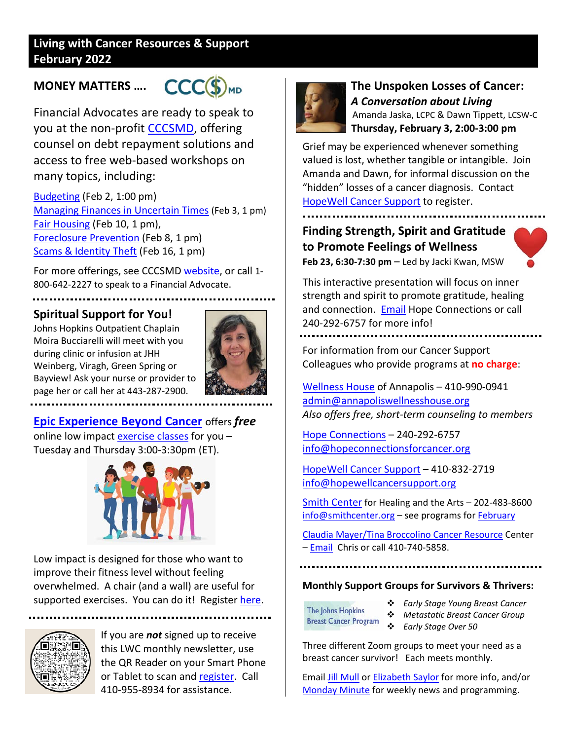# Living with Cancer Resources & Support
## February 2022

### MONEY MATTERS ….

Financial Advocates are ready to speak to you at the non-profit CCCSMD, offering counsel on debt repayment solutions and access to free web-based workshops on many topics, including:

Budgeting (Feb 2, 1:00 pm)
Managing Finances in Uncertain Times (Feb 3, 1 pm)
Fair Housing (Feb 10, 1 pm),
Foreclosure Prevention (Feb 8, 1 pm)
Scams & Identity Theft (Feb 16, 1 pm)

For more offerings, see CCCSMD website, or call 1-800-642-2227 to speak to a Financial Advocate.

### Spiritual Support for You!

Johns Hopkins Outpatient Chaplain Moira Bucciarelli will meet with you during clinic or infusion at JHH Weinberg, Viragh, Green Spring or Bayview! Ask your nurse or provider to page her or call her at 443-287-2900.

### Epic Experience Beyond Cancer offers *free*

online low impact exercise classes for you – Tuesday and Thursday 3:00-3:30pm (ET).

Low impact is designed for those who want to improve their fitness level without feeling overwhelmed. A chair (and a wall) are useful for supported exercises. You can do it! Register here.

If you are ***not*** signed up to receive this LWC monthly newsletter, use the QR Reader on your Smart Phone or Tablet to scan and register. Call 410-955-8934 for assistance.

### The Unspoken Losses of Cancer: *A Conversation about Living*

Amanda Jaska, LCPC & Dawn Tippett, LCSW-C
**Thursday, February 3, 2:00-3:00 pm**

Grief may be experienced whenever something valued is lost, whether tangible or intangible. Join Amanda and Dawn, for informal discussion on the "hidden" losses of a cancer diagnosis. Contact HopeWell Cancer Support to register.

### Finding Strength, Spirit and Gratitude to Promote Feelings of Wellness

**Feb 23, 6:30-7:30 pm** – Led by Jacki Kwan, MSW

This interactive presentation will focus on inner strength and spirit to promote gratitude, healing and connection. Email Hope Connections or call 240-292-6757 for more info!

For information from our Cancer Support Colleagues who provide programs at **no charge**:

Wellness House of Annapolis – 410-990-0941
admin@annapoliswellnesshouse.org
*Also offers free, short-term counseling to members*

Hope Connections – 240-292-6757
info@hopeconnectionsforcancer.org

HopeWell Cancer Support – 410-832-2719
info@hopewellcancersupport.org

Smith Center for Healing and the Arts – 202-483-8600
info@smithcenter.org – see programs for February

Claudia Mayer/Tina Broccolino Cancer Resource Center – Email Chris or call 410-740-5858.

### Monthly Support Groups for Survivors & Thrivers:

The Johns Hopkins Breast Cancer Program

- *Early Stage Young Breast Cancer*
- *Metastatic Breast Cancer Group*
- *Early Stage Over 50*

Three different Zoom groups to meet your need as a breast cancer survivor! Each meets monthly.

Email Jill Mull or Elizabeth Saylor for more info, and/or Monday Minute for weekly news and programming.